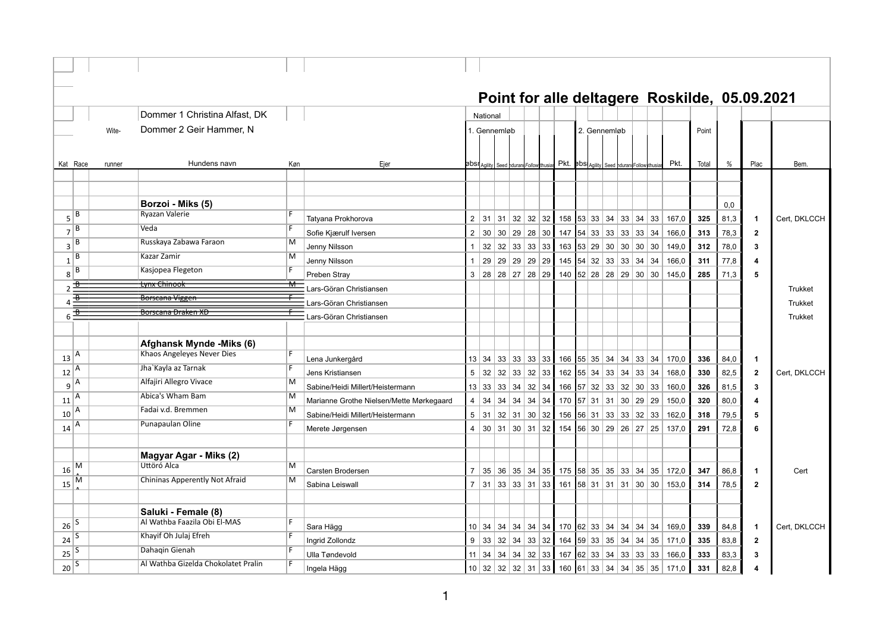# Point for alle deltagere Roskilde, 05.09.2021

Dommer 1 Christina Alfast, DK

Dommer 2 Geir Hammer, N

National

| Kat | Race | Wite-runner | Hundens navn | Køn | Ejer | 1. Gennemløb Obsr | Agility | Speed | Endurance | Follow | Enthusiasm | Pkt. | 2. Gennemløb Obs | Agility | Speed | Endurance | Follow | Enthusiasm | Pkt. | Point Total | % | Plac | Bem. |
|---|---|---|---|---|---|---|---|---|---|---|---|---|---|---|---|---|---|---|---|---|---|---|---|
| | | | **Borzoi - Miks (5)** | | | | | | | | | | | | | | | | | | 0,0 | | |
| 5 | B | | Ryazan Valerie | F | Tatyana Prokhorova | 2 | 31 | 31 | 32 | 32 | 32 | 158 | 53 | 33 | 34 | 33 | 34 | 33 | 167,0 | 325 | 81,3 | 1 | Cert, DKLCCH |
| 7 | B | | Veda | F | Sofie Kjærulf Iversen | 2 | 30 | 30 | 29 | 28 | 30 | 147 | 54 | 33 | 33 | 33 | 33 | 34 | 166,0 | 313 | 78,3 | 2 | |
| 3 | B | | Russkaya Zabawa Faraon | M | Jenny Nilsson | 1 | 32 | 32 | 33 | 33 | 33 | 163 | 53 | 29 | 30 | 30 | 30 | 30 | 149,0 | 312 | 78,0 | 3 | |
| 1 | B | | Kazar Zamir | M | Jenny Nilsson | 1 | 29 | 29 | 29 | 29 | 29 | 145 | 54 | 32 | 33 | 33 | 34 | 34 | 166,0 | 311 | 77,8 | 4 | |
| 8 | B | | Kasjopea Flegeton | F | Preben Stray | 3 | 28 | 28 | 27 | 28 | 29 | 140 | 52 | 28 | 28 | 29 | 30 | 30 | 145,0 | 285 | 71,3 | 5 | |
| 2 | ~~B~~ | | ~~Lynx Chinook~~ | ~~M~~ | Lars-Göran Christiansen | | | | | | | | | | | | | | | | | | Trukket |
| 4 | ~~B~~ | | ~~Borscana Viggen~~ | ~~F~~ | Lars-Göran Christiansen | | | | | | | | | | | | | | | | | | Trukket |
| 6 | ~~B~~ | | ~~Borscana Draken XD~~ | ~~F~~ | Lars-Göran Christiansen | | | | | | | | | | | | | | | | | | Trukket |
| | | | **Afghansk Mynde -Miks (6)** | | | | | | | | | | | | | | | | | | | | |
| 13 | A | | Khaos Angeleyes Never Dies | F | Lena Junkergård | 13 | 34 | 33 | 33 | 33 | 33 | 166 | 55 | 35 | 34 | 34 | 33 | 34 | 170,0 | 336 | 84,0 | 1 | |
| 12 | A | | Jha`Kayla az Tarnak | F | Jens Kristiansen | 5 | 32 | 32 | 33 | 32 | 33 | 162 | 55 | 34 | 33 | 34 | 33 | 34 | 168,0 | 330 | 82,5 | 2 | Cert, DKLCCH |
| 9 | A | | Alfajiri Allegro Vivace | M | Sabine/Heidi Millert/Heistermann | 13 | 33 | 33 | 34 | 32 | 34 | 166 | 57 | 32 | 33 | 32 | 30 | 33 | 160,0 | 326 | 81,5 | 3 | |
| 11 | A | | Abica's Wham Bam | M | Marianne Grothe Nielsen/Mette Mørkegaard | 4 | 34 | 34 | 34 | 34 | 34 | 170 | 57 | 31 | 31 | 30 | 29 | 29 | 150,0 | 320 | 80,0 | 4 | |
| 10 | A | | Fadai v.d. Bremmen | M | Sabine/Heidi Millert/Heistermann | 5 | 31 | 32 | 31 | 30 | 32 | 156 | 56 | 31 | 33 | 33 | 32 | 33 | 162,0 | 318 | 79,5 | 5 | |
| 14 | A | | Punapaulan Oline | F | Merete Jørgensen | 4 | 30 | 31 | 30 | 31 | 32 | 154 | 56 | 30 | 29 | 26 | 27 | 25 | 137,0 | 291 | 72,8 | 6 | |
| | | | **Magyar Agar - Miks (2)** | | | | | | | | | | | | | | | | | | | | |
| 16 | MA | | Uttörö Alca | M | Carsten Brodersen | 7 | 35 | 36 | 35 | 34 | 35 | 175 | 58 | 35 | 35 | 33 | 34 | 35 | 172,0 | 347 | 86,8 | 1 | Cert |
| 15 | MA | | Chininas Apperently Not Afraid | M | Sabina Leiswall | 7 | 31 | 33 | 33 | 31 | 33 | 161 | 58 | 31 | 31 | 31 | 30 | 30 | 153,0 | 314 | 78,5 | 2 | |
| | | | **Saluki - Female (8)** | | | | | | | | | | | | | | | | | | | | |
| 26 | S | | Al Wathba Faazila Obi El-MAS | F | Sara Hägg | 10 | 34 | 34 | 34 | 34 | 34 | 170 | 62 | 33 | 34 | 34 | 34 | 34 | 169,0 | 339 | 84,8 | 1 | Cert, DKLCCH |
| 24 | S | | Khayif Oh Julaj Efreh | F | Ingrid Zollondz | 9 | 33 | 32 | 34 | 33 | 32 | 164 | 59 | 33 | 35 | 34 | 34 | 35 | 171,0 | 335 | 83,8 | 2 | |
| 25 | S | | Dahaqin Gienah | F | Ulla Tøndevold | 11 | 34 | 34 | 34 | 32 | 33 | 167 | 62 | 33 | 34 | 33 | 33 | 33 | 166,0 | 333 | 83,3 | 3 | |
| 20 | S | | Al Wathba Gizelda Chokolatet Pralin | F | Ingela Hägg | 10 | 32 | 32 | 32 | 31 | 33 | 160 | 61 | 33 | 34 | 34 | 35 | 35 | 171,0 | 331 | 82,8 | 4 | |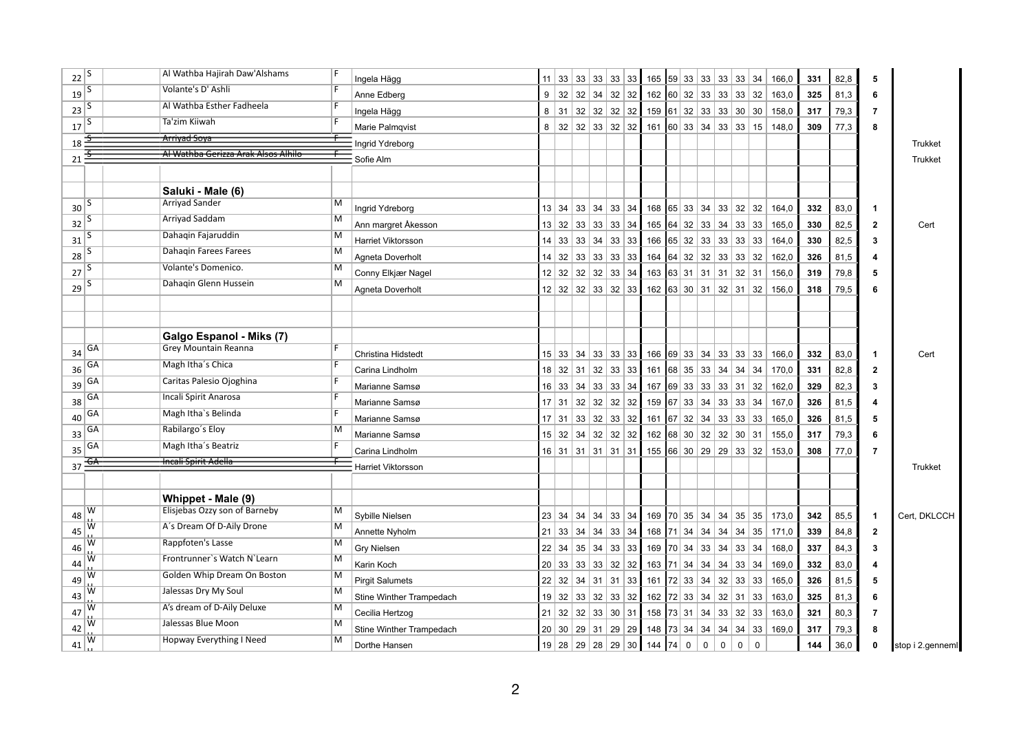| No. | Breed | | Name | Sex | Owner | | | | | | | | | | | | | | | | Total | Score | % | Place | Remark |
|---|---|---|---|---|---|---|---|---|---|---|---|---|---|---|---|---|---|---|---|---|---|---|---|---|---|
| 22 | S | | Al Wathba Hajirah Daw'Alshams | F | Ingela Hägg | 11 | 33 | 33 | 33 | 33 | 33 | 165 | 59 | 33 | 33 | 33 | 33 | 34 | 166,0 | 331 | 82,8 | 5 | |
| 19 | S | | Volante's D' Ashli | F | Anne Edberg | 9 | 32 | 32 | 34 | 32 | 32 | 162 | 60 | 32 | 33 | 33 | 33 | 32 | 163,0 | 325 | 81,3 | 6 | |
| 23 | S | | Al Wathba Esther Fadheela | F | Ingela Hägg | 8 | 31 | 32 | 32 | 32 | 32 | 159 | 61 | 32 | 33 | 33 | 30 | 30 | 158,0 | 317 | 79,3 | 7 | |
| 17 | S | | Ta'zim Kiiwah | F | Marie Palmqvist | 8 | 32 | 32 | 33 | 32 | 32 | 161 | 60 | 33 | 34 | 33 | 33 | 15 | 148,0 | 309 | 77,3 | 8 | |
| 18 | ~~S~~ | | ~~Arriyad Soya~~ | ~~F~~ | Ingrid Ydreborg | | | | | | | | | | | | | | | | | | Trukket |
| 21 | ~~S~~ | | ~~Al Wathba Gerizza Arak Alsos Alhilo~~ | ~~F~~ | Sofie Alm | | | | | | | | | | | | | | | | | | Trukket |
| | | | | | | | | | | | | | | | | | | | | | | | |
| | | | **Saluki - Male (6)** | | | | | | | | | | | | | | | | | | | | |
| 30 | S | | Arriyad Sander | M | Ingrid Ydreborg | 13 | 34 | 33 | 34 | 33 | 34 | 168 | 65 | 33 | 34 | 33 | 32 | 32 | 164,0 | 332 | 83,0 | 1 | |
| 32 | S | | Arriyad Saddam | M | Ann margret Åkesson | 13 | 32 | 33 | 33 | 33 | 34 | 165 | 64 | 32 | 33 | 34 | 33 | 33 | 165,0 | 330 | 82,5 | 2 | Cert |
| 31 | S | | Dahaqin Fajaruddin | M | Harriet Viktorsson | 14 | 33 | 33 | 34 | 33 | 33 | 166 | 65 | 32 | 33 | 33 | 33 | 33 | 164,0 | 330 | 82,5 | 3 | |
| 28 | S | | Dahaqin Farees Farees | M | Agneta Doverholt | 14 | 32 | 33 | 33 | 33 | 33 | 164 | 64 | 32 | 32 | 33 | 33 | 32 | 162,0 | 326 | 81,5 | 4 | |
| 27 | S | | Volante's Domenico. | M | Conny Elkjær Nagel | 12 | 32 | 32 | 32 | 33 | 34 | 163 | 63 | 31 | 31 | 31 | 32 | 31 | 156,0 | 319 | 79,8 | 5 | |
| 29 | S | | Dahaqin Glenn Hussein | M | Agneta Doverholt | 12 | 32 | 32 | 33 | 32 | 33 | 162 | 63 | 30 | 31 | 32 | 31 | 32 | 156,0 | 318 | 79,5 | 6 | |
| | | | | | | | | | | | | | | | | | | | | | | | |
| | | | | | | | | | | | | | | | | | | | | | | | |
| | | | **Galgo Espanol - Miks (7)** | | | | | | | | | | | | | | | | | | | | |
| 34 | GA | | Grey Mountain Reanna | F | Christina Hidstedt | 15 | 33 | 34 | 33 | 33 | 33 | 166 | 69 | 33 | 34 | 33 | 33 | 33 | 166,0 | 332 | 83,0 | 1 | Cert |
| 36 | GA | | Magh Itha´s Chica | F | Carina Lindholm | 18 | 32 | 31 | 32 | 33 | 33 | 161 | 68 | 35 | 33 | 34 | 34 | 34 | 170,0 | 331 | 82,8 | 2 | |
| 39 | GA | | Caritas Palesio Ojoghina | F | Marianne Samsø | 16 | 33 | 34 | 33 | 33 | 34 | 167 | 69 | 33 | 33 | 33 | 31 | 32 | 162,0 | 329 | 82,3 | 3 | |
| 38 | GA | | Incali Spirit Anarosa | F | Marianne Samsø | 17 | 31 | 32 | 32 | 32 | 32 | 159 | 67 | 33 | 34 | 33 | 33 | 34 | 167,0 | 326 | 81,5 | 4 | |
| 40 | GA | | Magh Itha`s Belinda | F | Marianne Samsø | 17 | 31 | 33 | 32 | 33 | 32 | 161 | 67 | 32 | 34 | 33 | 33 | 33 | 165,0 | 326 | 81,5 | 5 | |
| 33 | GA | | Rabilargo´s Eloy | M | Marianne Samsø | 15 | 32 | 34 | 32 | 32 | 32 | 162 | 68 | 30 | 32 | 32 | 30 | 31 | 155,0 | 317 | 79,3 | 6 | |
| 35 | GA | | Magh Itha´s Beatriz | F | Carina Lindholm | 16 | 31 | 31 | 31 | 31 | 31 | 155 | 66 | 30 | 29 | 29 | 33 | 32 | 153,0 | 308 | 77,0 | 7 | |
| 37 | ~~GA~~ | | ~~Incali Spirit Adella~~ | ~~F~~ | Harriet Viktorsson | | | | | | | | | | | | | | | | | | Trukket |
| | | | | | | | | | | | | | | | | | | | | | | | |
| | | | **Whippet - Male (9)** | | | | | | | | | | | | | | | | | | | | |
| 48 | W | | Elisjebas Ozzy son of Barneby | M | Sybille Nielsen | 23 | 34 | 34 | 34 | 33 | 34 | 169 | 70 | 35 | 34 | 34 | 35 | 35 | 173,0 | 342 | 85,5 | 1 | Cert, DKLCCH |
| 45 | W | | A´s Dream Of D-Aily Drone | M | Annette Nyholm | 21 | 33 | 34 | 34 | 33 | 34 | 168 | 71 | 34 | 34 | 34 | 34 | 35 | 171,0 | 339 | 84,8 | 2 | |
| 46 | W | | Rappfoten's Lasse | M | Gry Nielsen | 22 | 34 | 35 | 34 | 33 | 33 | 169 | 70 | 34 | 33 | 34 | 33 | 34 | 168,0 | 337 | 84,3 | 3 | |
| 44 | W | | Frontrunner`s Watch N`Learn | M | Karin Koch | 20 | 33 | 33 | 33 | 32 | 32 | 163 | 71 | 34 | 34 | 34 | 33 | 34 | 169,0 | 332 | 83,0 | 4 | |
| 49 | W | | Golden Whip Dream On Boston | M | Pirgit Salumets | 22 | 32 | 34 | 31 | 31 | 33 | 161 | 72 | 33 | 34 | 32 | 33 | 33 | 165,0 | 326 | 81,5 | 5 | |
| 43 | W | | Jalessas Dry My Soul | M | Stine Winther Trampedach | 19 | 32 | 33 | 32 | 33 | 32 | 162 | 72 | 33 | 34 | 32 | 31 | 33 | 163,0 | 325 | 81,3 | 6 | |
| 47 | W | | A's dream of D-Aily Deluxe | M | Cecilia Hertzog | 21 | 32 | 32 | 33 | 30 | 31 | 158 | 73 | 31 | 34 | 33 | 32 | 33 | 163,0 | 321 | 80,3 | 7 | |
| 42 | W | | Jalessas Blue Moon | M | Stine Winther Trampedach | 20 | 30 | 29 | 31 | 29 | 29 | 148 | 73 | 34 | 34 | 34 | 34 | 33 | 169,0 | 317 | 79,3 | 8 | |
| 41 | W | | Hopway Everything I Need | M | Dorthe Hansen | 19 | 28 | 29 | 28 | 29 | 30 | 144 | 74 | 0 | 0 | 0 | 0 | 0 | | 144 | 36,0 | 0 | stop i 2.genneml |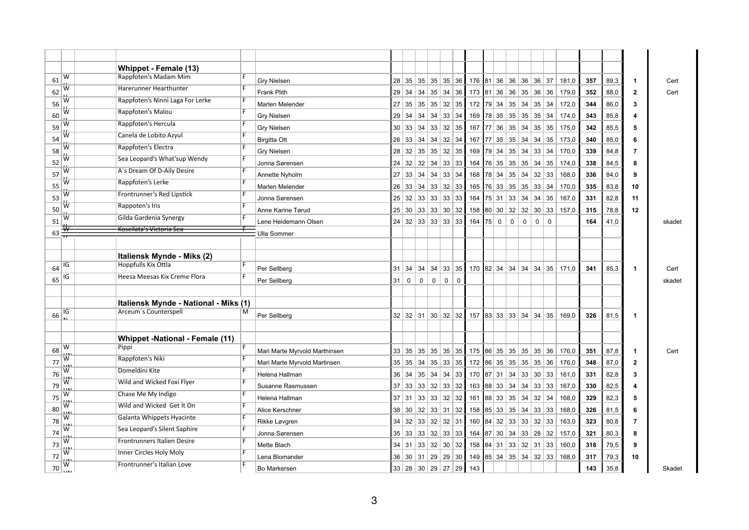| # | Race | | Name | Sex | Owner | | | | | | | Sum | | | | | | | | Sum | Total | % | Place | |
|---|---|---|---|---|---|---|---|---|---|---|---|---|---|---|---|---|---|---|---|---|---|---|---|---|
| | | | **Whippet - Female (13)** | | | | | | | | | | | | | | | | | | | | | |
| 61 | W | | Rappfoten's Madam Mim | F | Gry Nielsen | 28 | 35 | 35 | 35 | 35 | 36 | 176 | 81 | 36 | 36 | 36 | 36 | 37 | 181,0 | 357 | 89,3 | **1** | Cert |
| 62 | W | | Harerunner Hearthunter | F | Frank Plith | 29 | 34 | 34 | 35 | 34 | 36 | 173 | 81 | 36 | 36 | 35 | 36 | 36 | 179,0 | 352 | 88,0 | **2** | Cert |
| 56 | W | | Rappfoten's Ninni Laga For Lerke | F | Marlen Melender | 27 | 35 | 35 | 35 | 32 | 35 | 172 | 79 | 34 | 35 | 34 | 35 | 34 | 172,0 | 344 | 86,0 | **3** | |
| 60 | W | | Rappfoten's Malou | F | Gry Nielsen | 29 | 34 | 34 | 34 | 33 | 34 | 169 | 78 | 35 | 35 | 35 | 35 | 34 | 174,0 | 343 | 85,8 | **4** | |
| 59 | W | | Rappfoten's Hercula | F | Gry Nielsen | 30 | 33 | 34 | 33 | 32 | 35 | 167 | 77 | 36 | 35 | 34 | 35 | 35 | 175,0 | 342 | 85,5 | **5** | |
| 54 | W | | Canela de Lobito Azyul | F | Birgitta Ott | 26 | 33 | 34 | 34 | 32 | 34 | 167 | 77 | 35 | 35 | 34 | 34 | 35 | 173,0 | 340 | 85,0 | **6** | |
| 58 | W | | Rappfoten's Electra | F | Gry Nielsen | 28 | 32 | 35 | 35 | 32 | 35 | 169 | 79 | 34 | 35 | 34 | 33 | 34 | 170,0 | 339 | 84,8 | **7** | |
| 52 | W | | Sea Leopard's What'sup Wendy | F | Jonna Sørensen | 24 | 32 | 32 | 34 | 33 | 33 | 164 | 76 | 35 | 35 | 35 | 34 | 35 | 174,0 | 338 | 84,5 | **8** | |
| 57 | W | | A´s Dream Of D-Aily Desire | F | Annette Nyholm | 27 | 33 | 34 | 34 | 33 | 34 | 168 | 78 | 34 | 35 | 34 | 32 | 33 | 168,0 | 336 | 84,0 | **9** | |
| 55 | W | | Rappfoten's Lerke | F | Marlen Melender | 26 | 33 | 34 | 33 | 32 | 33 | 165 | 76 | 33 | 35 | 35 | 33 | 34 | 170,0 | 335 | 83,8 | **10** | |
| 53 | W | | Frontrunner's Red Lipstick | F | Jonna Sørensen | 25 | 32 | 33 | 33 | 33 | 33 | 164 | 75 | 31 | 33 | 34 | 34 | 35 | 167,0 | 331 | 82,8 | **11** | |
| 50 | W | | Rappoten's Iris | F | Anne Karine Tørud | 25 | 30 | 33 | 33 | 30 | 32 | 158 | 80 | 30 | 32 | 32 | 30 | 33 | 157,0 | 315 | 78,8 | **12** | |
| 51 | W | | Gilda Gardenia Synergy | F | Lene Heidemann Olsen | 24 | 32 | 33 | 33 | 33 | 33 | 164 | 75 | 0 | 0 | 0 | 0 | 0 | | 164 | 41,0 | | skadet |
| 63 | ~~W~~ | | ~~Koseilata's Victoria Sea~~ | ~~F~~ | Ulla Sommer | | | | | | | | | | | | | | | | | | |
| | | | | | | | | | | | | | | | | | | | | | | | |
| | | | **Italiensk Mynde - Miks (2)** | | | | | | | | | | | | | | | | | | | | |
| 64 | IG | | Hoppfulls Kix Ottla | F | Per Sellberg | 31 | 34 | 34 | 34 | 33 | 35 | 170 | 82 | 34 | 34 | 34 | 34 | 35 | 171,0 | 341 | 85,3 | **1** | Cert |
| 65 | IG | | Heesa Meesas Kix Creme Flora | F | Per Sellberg | 31 | 0 | 0 | 0 | 0 | 0 | | | | | | | | | | | | skadet |
| | | | | | | | | | | | | | | | | | | | | | | | |
| | | | **Italiensk Mynde - National - Miks (1)** | | | | | | | | | | | | | | | | | | | | |
| 66 | IG | | Arceum´s Counterspell | M | Per Sellberg | 32 | 32 | 31 | 30 | 32 | 32 | 157 | 83 | 33 | 33 | 34 | 34 | 35 | 169,0 | 326 | 81,5 | **1** | |
| | | | | | | | | | | | | | | | | | | | | | | | |
| | | | **Whippet -National - Female (11)** | | | | | | | | | | | | | | | | | | | | |
| 68 | W | | Pippi | F | Mari Marte Myrvold Marthinsen | 33 | 35 | 35 | 35 | 35 | 35 | 175 | 86 | 35 | 35 | 35 | 35 | 36 | 176,0 | 351 | 87,8 | **1** | Cert |
| 77 | W | | Rappfoten's Niki | F | Mari Marte Myrvold Martinsen | 35 | 35 | 34 | 35 | 33 | 35 | 172 | 86 | 35 | 35 | 35 | 35 | 36 | 176,0 | 348 | 87,0 | **2** | |
| 76 | W | | Domeldini Kite | F | Helena Hallman | 36 | 34 | 35 | 34 | 34 | 33 | 170 | 87 | 31 | 34 | 33 | 30 | 33 | 161,0 | 331 | 82,8 | **3** | |
| 79 | W | | Wild and Wicked Foxi Flyer | F | Susanne Rasmussen | 37 | 33 | 33 | 32 | 33 | 32 | 163 | 88 | 33 | 34 | 34 | 33 | 33 | 167,0 | 330 | 82,5 | **4** | |
| 75 | W | | Chase Me My Indigo | F | Helena Hallman | 37 | 31 | 33 | 33 | 32 | 32 | 161 | 88 | 33 | 35 | 34 | 32 | 34 | 168,0 | 329 | 82,3 | **5** | |
| 80 | W | | Wild and Wicked Get It On | F | Alice Kerschner | 38 | 30 | 32 | 33 | 31 | 32 | 158 | 85 | 33 | 35 | 34 | 33 | 33 | 168,0 | 326 | 81,5 | **6** | |
| 78 | W | | Galanta Whippets Hyacinte | F | Rikke Løvgren | 34 | 32 | 33 | 32 | 32 | 31 | 160 | 84 | 32 | 33 | 33 | 32 | 33 | 163,0 | 323 | 80,8 | **7** | |
| 74 | W | | Sea Leopard's Silent Saphire | F | Jonna Sørensen | 35 | 33 | 33 | 32 | 33 | 33 | 164 | 87 | 30 | 34 | 33 | 28 | 32 | 157,0 | 321 | 80,3 | **8** | |
| 73 | W | | Frontrunners Italien Desire | F | Mette Blach | 34 | 31 | 33 | 32 | 30 | 32 | 158 | 84 | 31 | 33 | 32 | 31 | 33 | 160,0 | 318 | 79,5 | **9** | |
| 72 | W | | Inner Circles Holy Moly | F | Lena Blomander | 36 | 30 | 31 | 29 | 29 | 30 | 149 | 85 | 34 | 35 | 34 | 32 | 33 | 168,0 | 317 | 79,3 | **10** | |
| 70 | W | | Frontrunner's Italian Love | F | Bo Markersen | 33 | 28 | 30 | 29 | 27 | 29 | 143 | | | | | | | | 143 | 35,8 | | Skadet |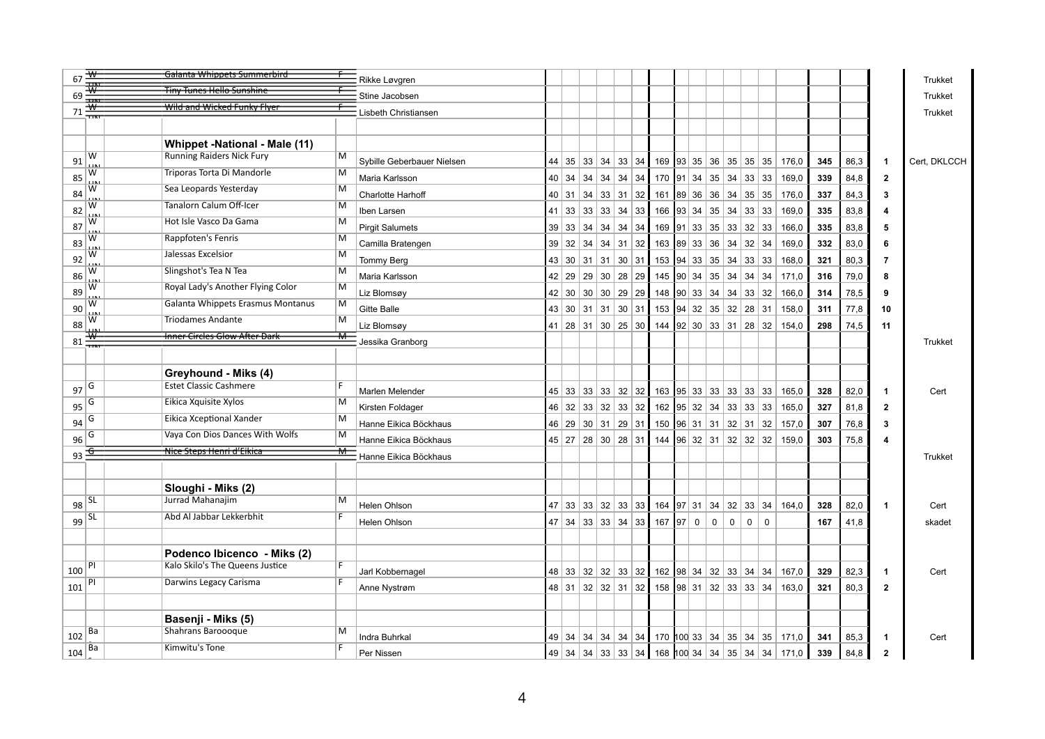| # | Breed | | Name | Sex | Owner | | | | | | | | | | | | | | | | | | | | Remarks |
|---|---|---|---|---|---|---|---|---|---|---|---|---|---|---|---|---|---|---|---|---|---|---|---|---|---|
| 67 | ~~W~~ | | ~~Galanta Whippets Summerbird~~ | ~~F~~ | Rikke Løvgren | | | | | | | | | | | | | | | | | | | | Trukket |
| 69 | ~~W~~ | | ~~Tiny Tunes Hello Sunshine~~ | ~~F~~ | Stine Jacobsen | | | | | | | | | | | | | | | | | | | | Trukket |
| 71 | ~~W~~ | | ~~Wild and Wicked Funky Flyer~~ | ~~F~~ | Lisbeth Christiansen | | | | | | | | | | | | | | | | | | | | Trukket |
| | | | **Whippet -National - Male (11)** | | | | | | | | | | | | | | | | | | | | | | |
| 91 | W | | Running Raiders Nick Fury | M | Sybille Geberbauer Nielsen | 44 | 35 | 33 | 34 | 33 | 34 | 169 | 93 | 35 | 36 | 35 | 35 | 35 | 176,0 | **345** | 86,3 | **1** | Cert, DKLCCH |
| 85 | W | | Triporas Torta Di Mandorle | M | Maria Karlsson | 40 | 34 | 34 | 34 | 34 | 34 | 170 | 91 | 34 | 35 | 34 | 33 | 33 | 169,0 | **339** | 84,8 | **2** | |
| 84 | W | | Sea Leopards Yesterday | M | Charlotte Harhoff | 40 | 31 | 34 | 33 | 31 | 32 | 161 | 89 | 36 | 36 | 34 | 35 | 35 | 176,0 | **337** | 84,3 | **3** | |
| 82 | W | | Tanalorn Calum Off-Icer | M | Iben Larsen | 41 | 33 | 33 | 33 | 34 | 33 | 166 | 93 | 34 | 35 | 34 | 33 | 33 | 169,0 | **335** | 83,8 | **4** | |
| 87 | W | | Hot Isle Vasco Da Gama | M | Pirgit Salumets | 39 | 33 | 34 | 34 | 34 | 34 | 169 | 91 | 33 | 35 | 33 | 32 | 33 | 166,0 | **335** | 83,8 | **5** | |
| 83 | W | | Rappfoten's Fenris | M | Camilla Bratengen | 39 | 32 | 34 | 34 | 31 | 32 | 163 | 89 | 33 | 36 | 34 | 32 | 34 | 169,0 | **332** | 83,0 | **6** | |
| 92 | W | | Jalessas Excelsior | M | Tommy Berg | 43 | 30 | 31 | 31 | 30 | 31 | 153 | 94 | 33 | 35 | 34 | 33 | 33 | 168,0 | **321** | 80,3 | **7** | |
| 86 | W | | Slingshot's Tea N Tea | M | Maria Karlsson | 42 | 29 | 29 | 30 | 28 | 29 | 145 | 90 | 34 | 35 | 34 | 34 | 34 | 171,0 | **316** | 79,0 | **8** | |
| 89 | W | | Royal Lady's Another Flying Color | M | Liz Blomsøy | 42 | 30 | 30 | 30 | 29 | 29 | 148 | 90 | 33 | 34 | 34 | 33 | 32 | 166,0 | **314** | 78,5 | **9** | |
| 90 | W | | Galanta Whippets Erasmus Montanus | M | Gitte Balle | 43 | 30 | 31 | 31 | 30 | 31 | 153 | 94 | 32 | 35 | 32 | 28 | 31 | 158,0 | **311** | 77,8 | **10** | |
| 88 | W | | Triodames Andante | M | Liz Blomsøy | 41 | 28 | 31 | 30 | 25 | 30 | 144 | 92 | 30 | 33 | 31 | 28 | 32 | 154,0 | **298** | 74,5 | **11** | |
| 81 | ~~W~~ | | ~~Inner Circles Glow After Dark~~ | ~~M~~ | Jessika Granborg | | | | | | | | | | | | | | | | | | Trukket |
| | | | **Greyhound - Miks (4)** | | | | | | | | | | | | | | | | | | | | |
| 97 | G | | Estet Classic Cashmere | F | Marlen Melender | 45 | 33 | 33 | 33 | 32 | 32 | 163 | 95 | 33 | 33 | 33 | 33 | 33 | 165,0 | **328** | 82,0 | **1** | Cert |
| 95 | G | | Eikica Xquisite Xylos | M | Kirsten Foldager | 46 | 32 | 33 | 32 | 33 | 32 | 162 | 95 | 32 | 34 | 33 | 33 | 33 | 165,0 | **327** | 81,8 | **2** | |
| 94 | G | | Eikica Xceptional Xander | M | Hanne Eikica Böckhaus | 46 | 29 | 30 | 31 | 29 | 31 | 150 | 96 | 31 | 31 | 32 | 31 | 32 | 157,0 | **307** | 76,8 | **3** | |
| 96 | G | | Vaya Con Dios Dances With Wolfs | M | Hanne Eikica Böckhaus | 45 | 27 | 28 | 30 | 28 | 31 | 144 | 96 | 32 | 31 | 32 | 32 | 32 | 159,0 | **303** | 75,8 | **4** | |
| 93 | ~~G~~ | | ~~Nice Steps Henri d'Eikica~~ | ~~M~~ | Hanne Eikica Böckhaus | | | | | | | | | | | | | | | | | | Trukket |
| | | | **Sloughi - Miks (2)** | | | | | | | | | | | | | | | | | | | | |
| 98 | SL | | Jurrad Mahanajim | M | Helen Ohlson | 47 | 33 | 33 | 32 | 33 | 33 | 164 | 97 | 31 | 34 | 32 | 33 | 34 | 164,0 | **328** | 82,0 | **1** | Cert |
| 99 | SL | | Abd Al Jabbar Lekkerbhit | F | Helen Ohlson | 47 | 34 | 33 | 33 | 34 | 33 | 167 | 97 | 0 | 0 | 0 | 0 | 0 | | **167** | 41,8 | | skadet |
| | | | **Podenco Ibicenco - Miks (2)** | | | | | | | | | | | | | | | | | | | | |
| 100 | PI | | Kalo Skilo's The Queens Justice | F | Jarl Kobbernagel | 48 | 33 | 32 | 32 | 33 | 32 | 162 | 98 | 34 | 32 | 33 | 34 | 34 | 167,0 | **329** | 82,3 | **1** | Cert |
| 101 | PI | | Darwins Legacy Carisma | F | Anne Nystrøm | 48 | 31 | 32 | 32 | 31 | 32 | 158 | 98 | 31 | 32 | 33 | 33 | 34 | 163,0 | **321** | 80,3 | **2** | |
| | | | **Basenji - Miks (5)** | | | | | | | | | | | | | | | | | | | | |
| 102 | Ba | | Shahrans Baroooque | M | Indra Buhrkal | 49 | 34 | 34 | 34 | 34 | 34 | 170 | 100 | 33 | 34 | 35 | 34 | 35 | 171,0 | **341** | 85,3 | **1** | Cert |
| 104 | Ba | | Kimwitu's Tone | F | Per Nissen | 49 | 34 | 34 | 33 | 33 | 34 | 168 | 100 | 34 | 34 | 35 | 34 | 34 | 171,0 | **339** | 84,8 | **2** | |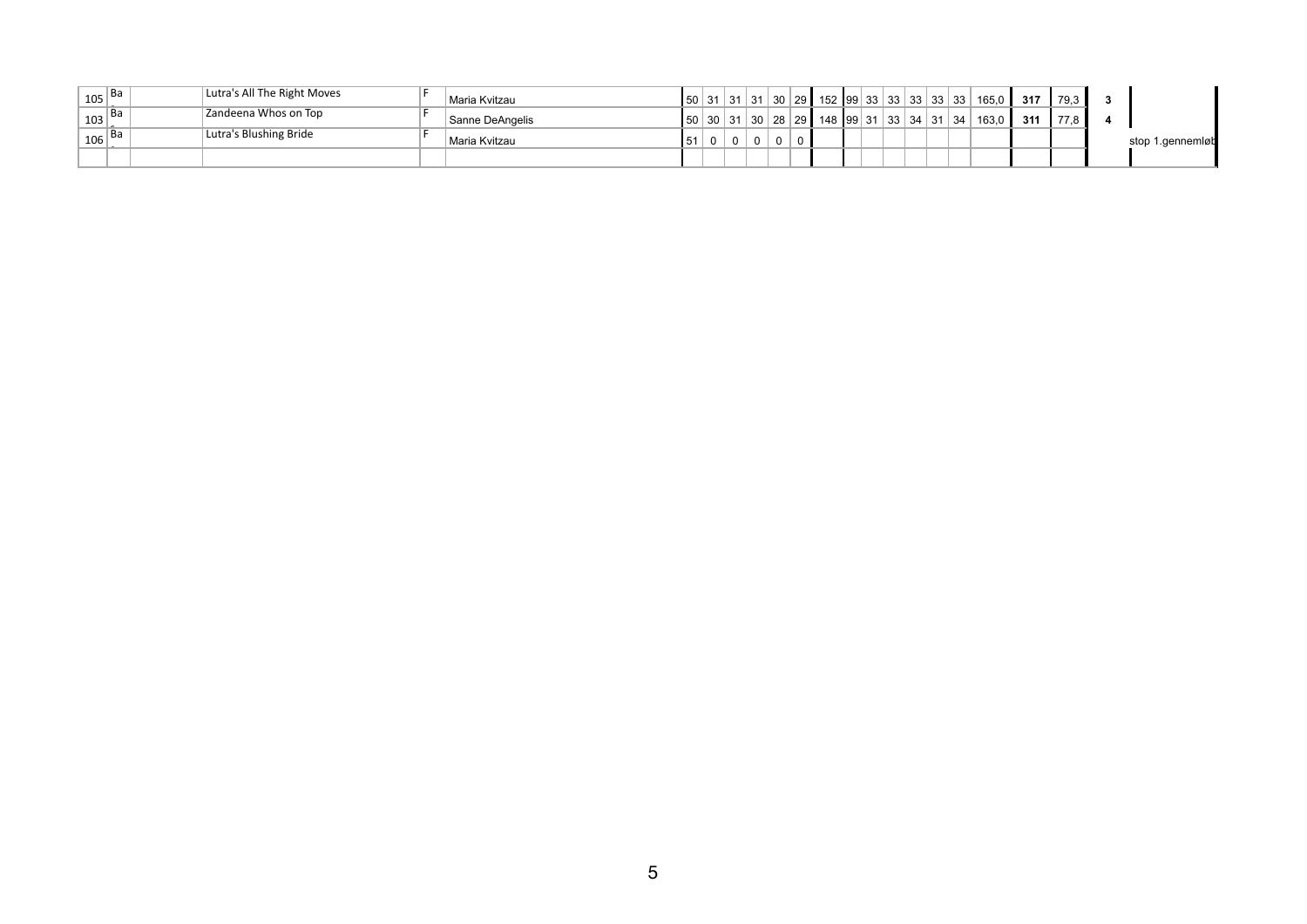| | | | | | | | | | | | | | | | | | | | | | | | | | | |
|---|---|---|---|---|---|---|---|---|---|---|---|---|---|---|---|---|---|---|---|---|---|---|---|---|---|---|
| 105 | Ba - | | Lutra's All The Right Moves | F | Maria Kvitzau | 50 | 31 | 31 | 31 | 30 | 29 | 152 | 99 | 33 | 33 | 33 | 33 | 33 | 165,0 | **317** | 79,3 | **3** | |
| 103 | Ba - | | Zandeena Whos on Top | F | Sanne DeAngelis | 50 | 30 | 31 | 30 | 28 | 29 | 148 | 99 | 31 | 33 | 34 | 31 | 34 | 163,0 | **311** | 77,8 | **4** | |
| 106 | Ba - | | Lutra's Blushing Bride | F | Maria Kvitzau | 51 | 0 | 0 | 0 | 0 | 0 | | | | | | | | | | | | stop 1.gennemløb |
| | | | | | | | | | | | | | | | | | | | | | | | |